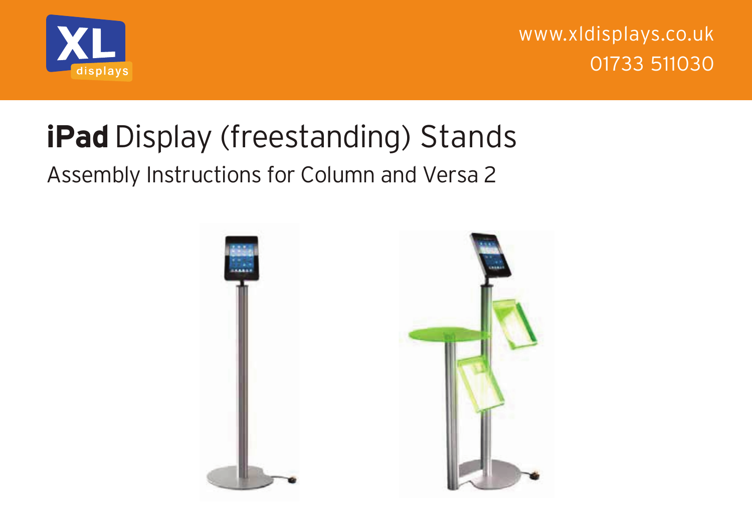www.xldisplays.co.uk
01733 511030

# **iPad** Display (freestanding) Stands

## Assembly Instructions for Column and Versa 2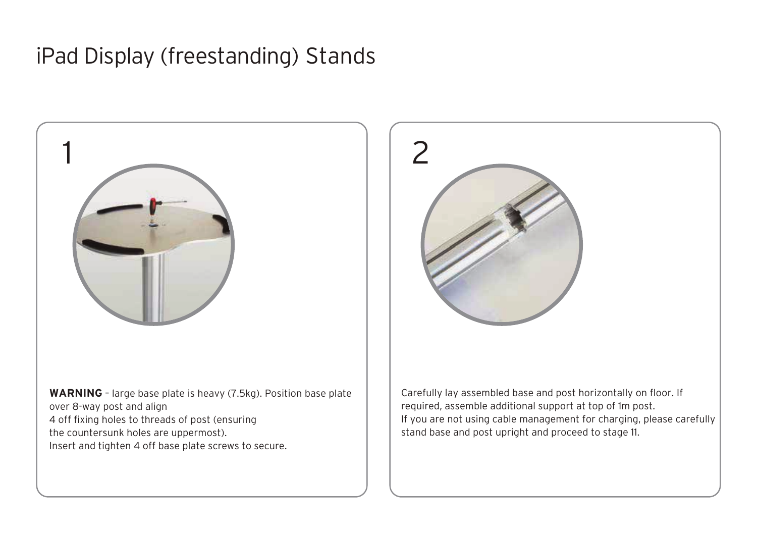# iPad Display (freestanding) Stands

## 1

**WARNING** – large base plate is heavy (7.5kg). Position base plate over 8-way post and align
4 off fixing holes to threads of post (ensuring
the countersunk holes are uppermost).
Insert and tighten 4 off base plate screws to secure.

## 2

Carefully lay assembled base and post horizontally on floor. If required, assemble additional support at top of 1m post.
If you are not using cable management for charging, please carefully stand base and post upright and proceed to stage 11.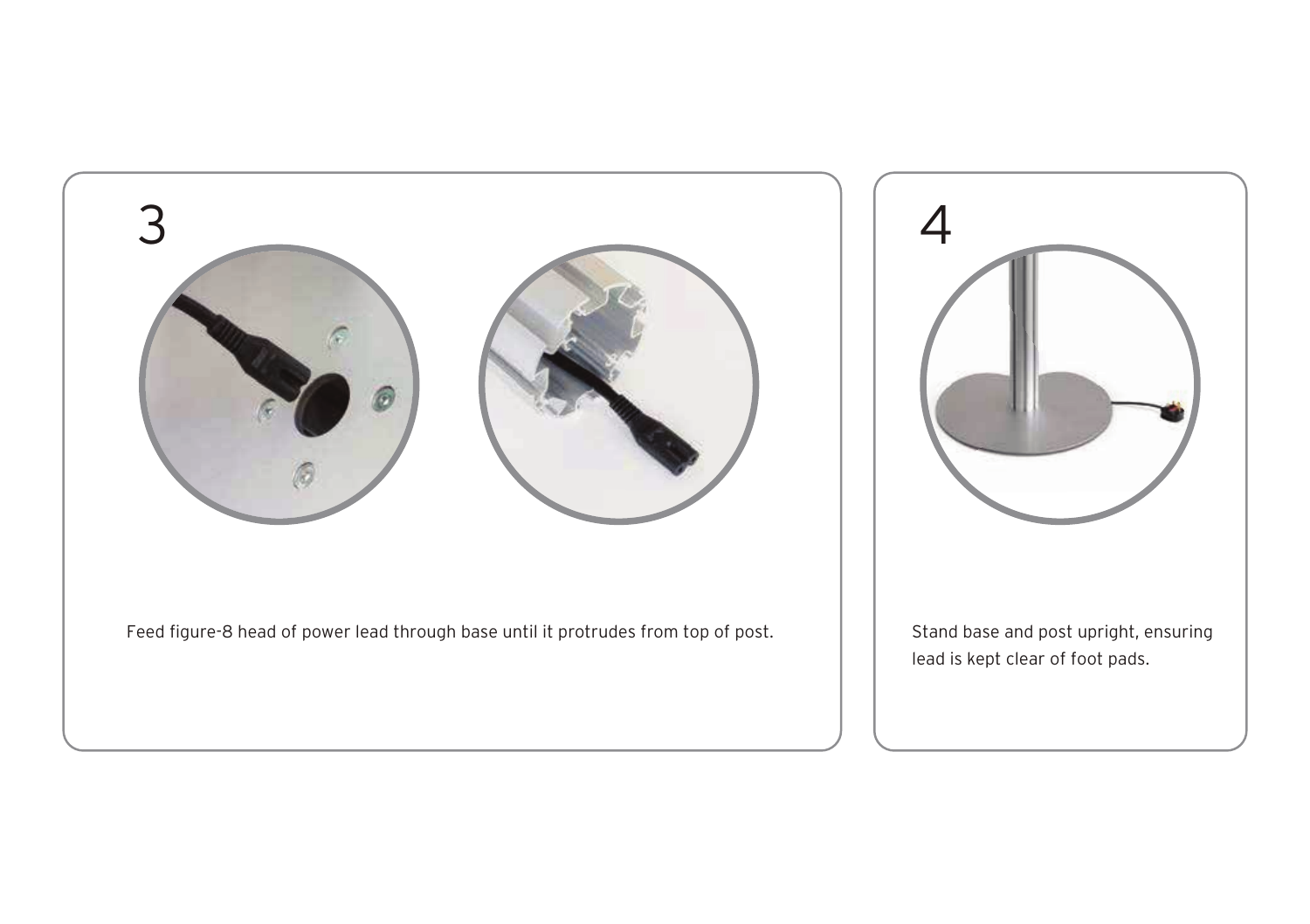3

Feed figure-8 head of power lead through base until it protrudes from top of post.

4

Stand base and post upright, ensuring lead is kept clear of foot pads.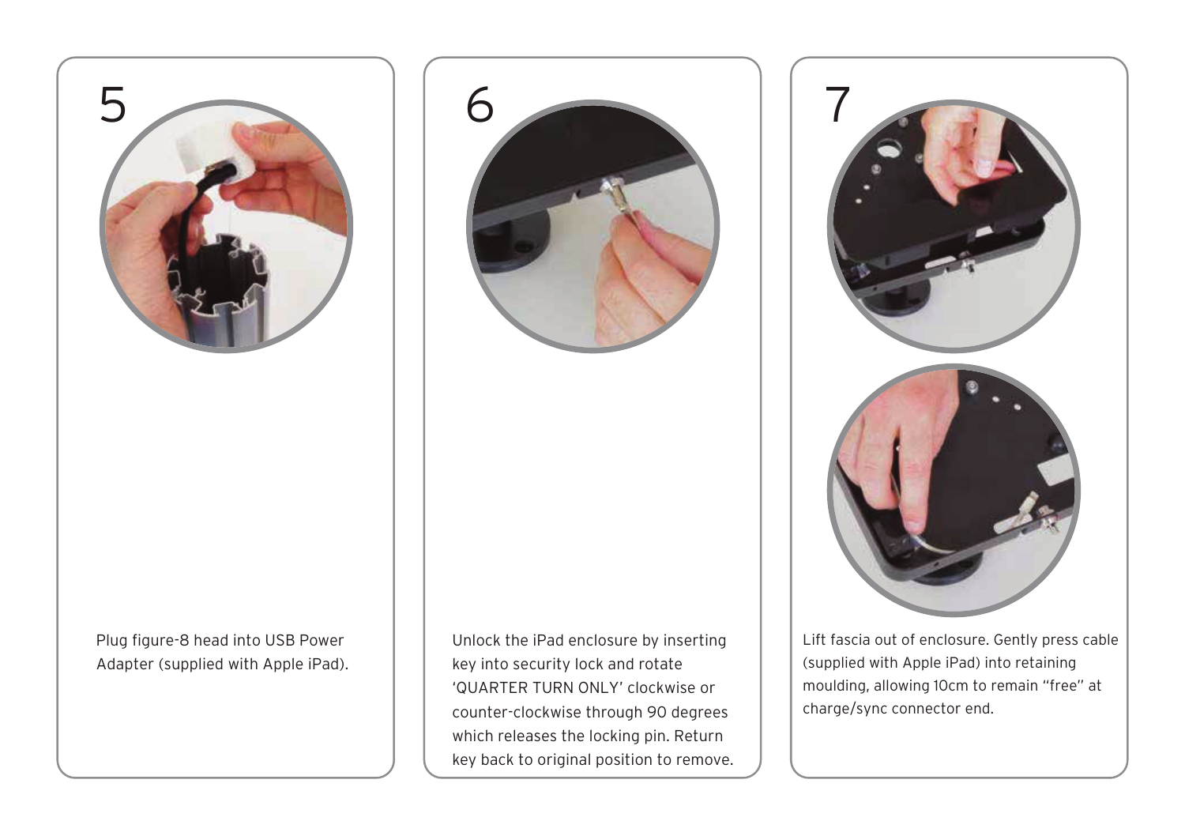## 5

Plug figure-8 head into USB Power Adapter (supplied with Apple iPad).

## 6

Unlock the iPad enclosure by inserting key into security lock and rotate 'QUARTER TURN ONLY' clockwise or counter-clockwise through 90 degrees which releases the locking pin. Return key back to original position to remove.

## 7

Lift fascia out of enclosure. Gently press cable (supplied with Apple iPad) into retaining moulding, allowing 10cm to remain "free" at charge/sync connector end.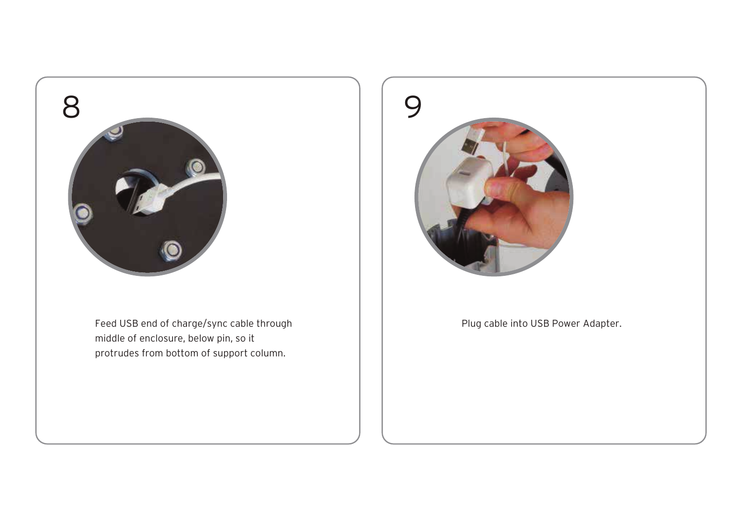## 8

Feed USB end of charge/sync cable through middle of enclosure, below pin, so it protrudes from bottom of support column.

## 9

Plug cable into USB Power Adapter.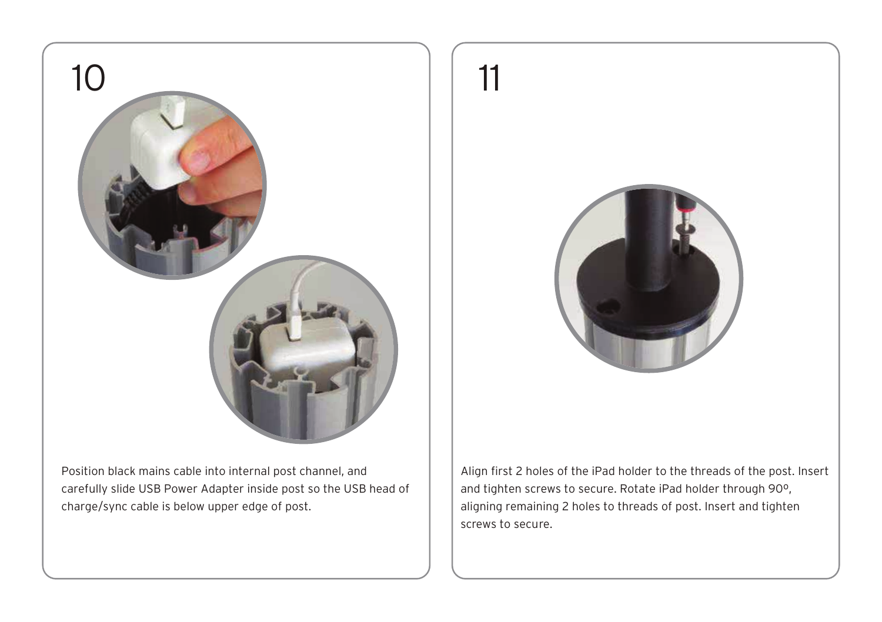## 10

Position black mains cable into internal post channel, and carefully slide USB Power Adapter inside post so the USB head of charge/sync cable is below upper edge of post.

## 11

Align first 2 holes of the iPad holder to the threads of the post. Insert and tighten screws to secure. Rotate iPad holder through 90º, aligning remaining 2 holes to threads of post. Insert and tighten screws to secure.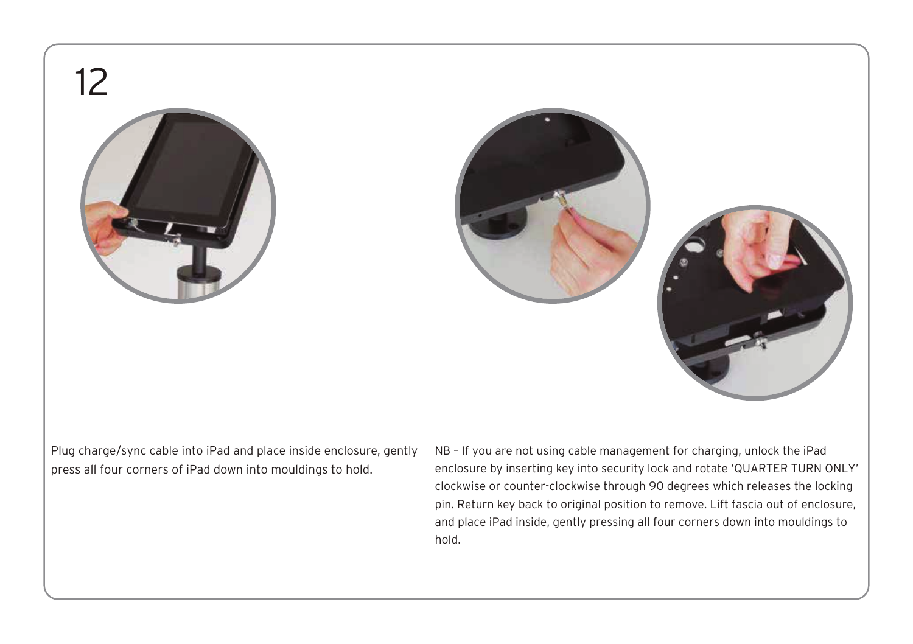# 12

Plug charge/sync cable into iPad and place inside enclosure, gently press all four corners of iPad down into mouldings to hold.

NB – If you are not using cable management for charging, unlock the iPad enclosure by inserting key into security lock and rotate 'QUARTER TURN ONLY' clockwise or counter-clockwise through 90 degrees which releases the locking pin. Return key back to original position to remove. Lift fascia out of enclosure, and place iPad inside, gently pressing all four corners down into mouldings to hold.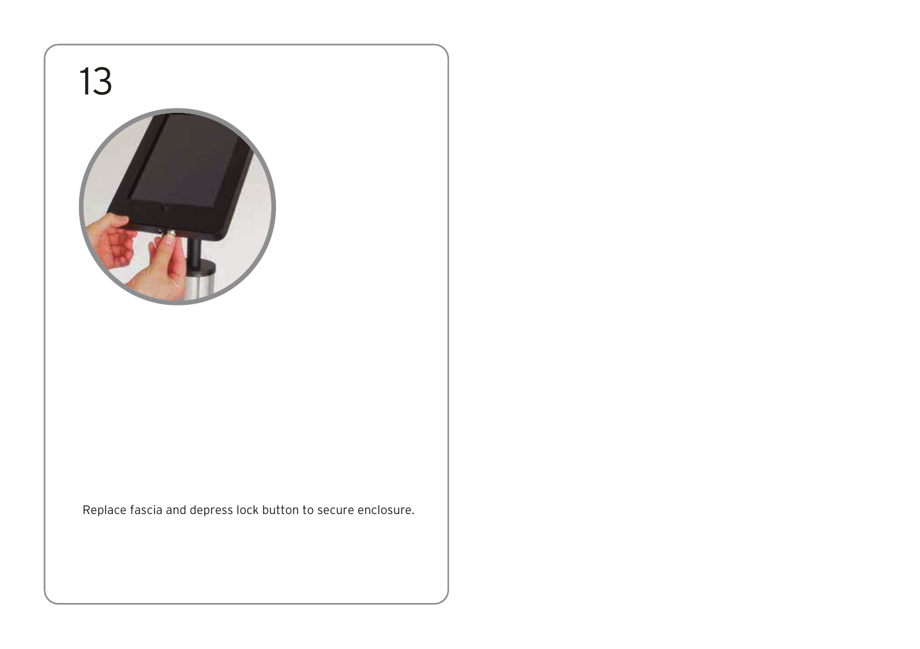13

Replace fascia and depress lock button to secure enclosure.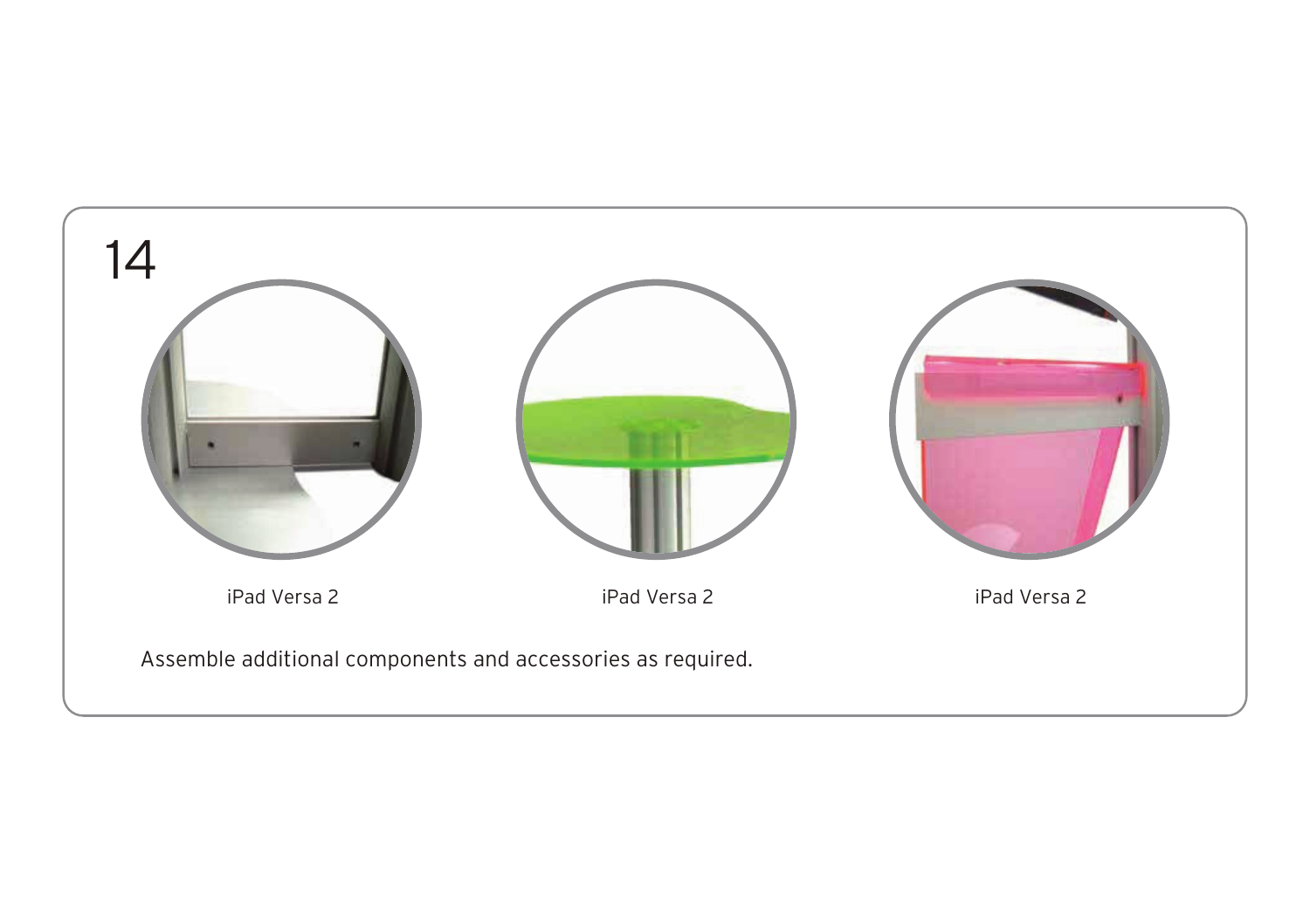## 14

iPad Versa 2

iPad Versa 2

iPad Versa 2

Assemble additional components and accessories as required.